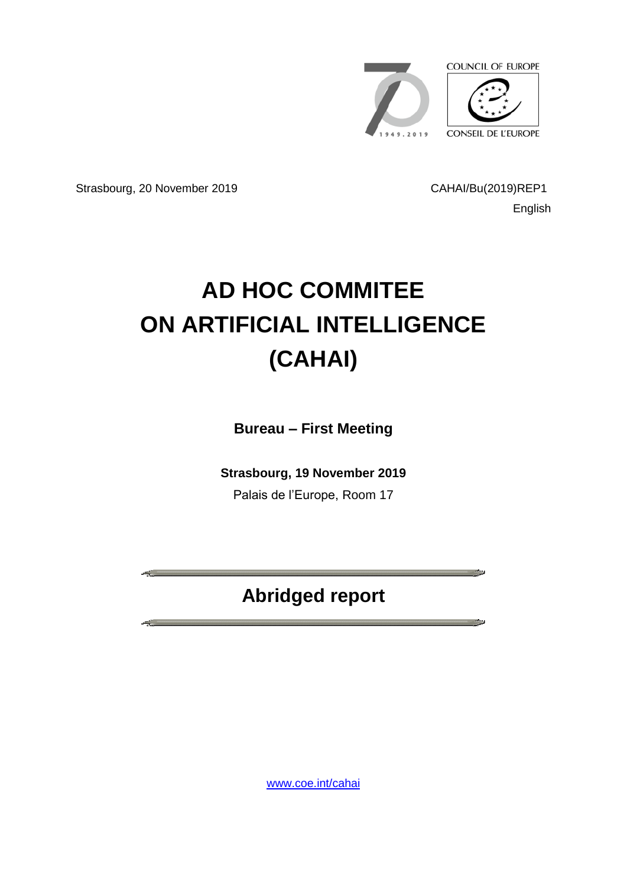COUNCIL OF EUROPE

CONSEIL DE L'EUROPE

Strasbourg, 20 November 2019

CAHAI/Bu(2019)REP1

English

# AD HOC COMMITEE ON ARTIFICIAL INTELLIGENCE (CAHAI)

**Bureau – First Meeting**

**Strasbourg, 19 November 2019**

Palais de l'Europe, Room 17

## Abridged report

www.coe.int/cahai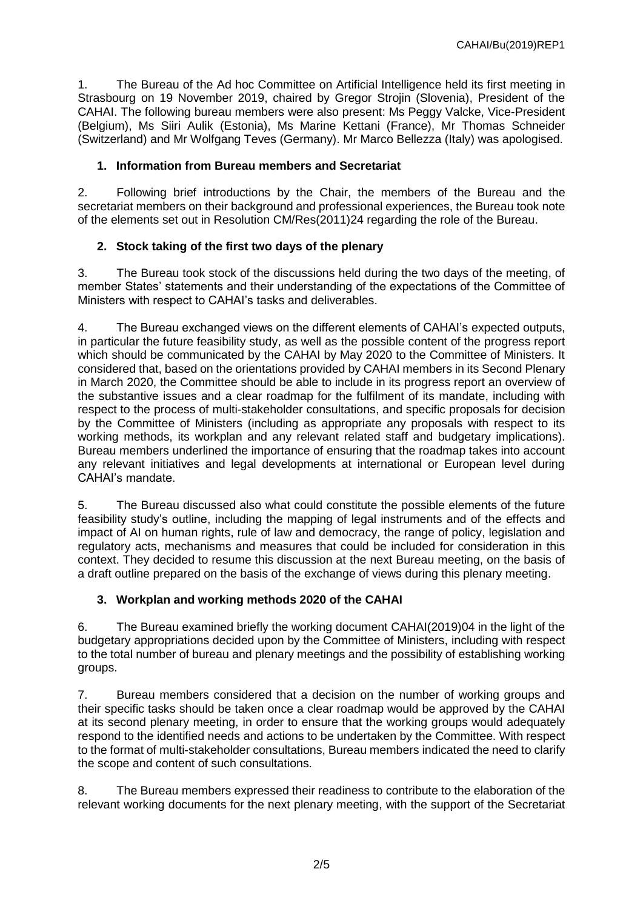1. The Bureau of the Ad hoc Committee on Artificial Intelligence held its first meeting in Strasbourg on 19 November 2019, chaired by Gregor Strojin (Slovenia), President of the CAHAI. The following bureau members were also present: Ms Peggy Valcke, Vice-President (Belgium), Ms Siiri Aulik (Estonia), Ms Marine Kettani (France), Mr Thomas Schneider (Switzerland) and Mr Wolfgang Teves (Germany). Mr Marco Bellezza (Italy) was apologised.

## 1. Information from Bureau members and Secretariat

2. Following brief introductions by the Chair, the members of the Bureau and the secretariat members on their background and professional experiences, the Bureau took note of the elements set out in Resolution CM/Res(2011)24 regarding the role of the Bureau.

## 2. Stock taking of the first two days of the plenary

3. The Bureau took stock of the discussions held during the two days of the meeting, of member States' statements and their understanding of the expectations of the Committee of Ministers with respect to CAHAI's tasks and deliverables.

4. The Bureau exchanged views on the different elements of CAHAI's expected outputs, in particular the future feasibility study, as well as the possible content of the progress report which should be communicated by the CAHAI by May 2020 to the Committee of Ministers. It considered that, based on the orientations provided by CAHAI members in its Second Plenary in March 2020, the Committee should be able to include in its progress report an overview of the substantive issues and a clear roadmap for the fulfilment of its mandate, including with respect to the process of multi-stakeholder consultations, and specific proposals for decision by the Committee of Ministers (including as appropriate any proposals with respect to its working methods, its workplan and any relevant related staff and budgetary implications). Bureau members underlined the importance of ensuring that the roadmap takes into account any relevant initiatives and legal developments at international or European level during CAHAI's mandate.

5. The Bureau discussed also what could constitute the possible elements of the future feasibility study's outline, including the mapping of legal instruments and of the effects and impact of AI on human rights, rule of law and democracy, the range of policy, legislation and regulatory acts, mechanisms and measures that could be included for consideration in this context. They decided to resume this discussion at the next Bureau meeting, on the basis of a draft outline prepared on the basis of the exchange of views during this plenary meeting.

## 3. Workplan and working methods 2020 of the CAHAI

6. The Bureau examined briefly the working document CAHAI(2019)04 in the light of the budgetary appropriations decided upon by the Committee of Ministers, including with respect to the total number of bureau and plenary meetings and the possibility of establishing working groups.

7. Bureau members considered that a decision on the number of working groups and their specific tasks should be taken once a clear roadmap would be approved by the CAHAI at its second plenary meeting, in order to ensure that the working groups would adequately respond to the identified needs and actions to be undertaken by the Committee. With respect to the format of multi-stakeholder consultations, Bureau members indicated the need to clarify the scope and content of such consultations.

8. The Bureau members expressed their readiness to contribute to the elaboration of the relevant working documents for the next plenary meeting, with the support of the Secretariat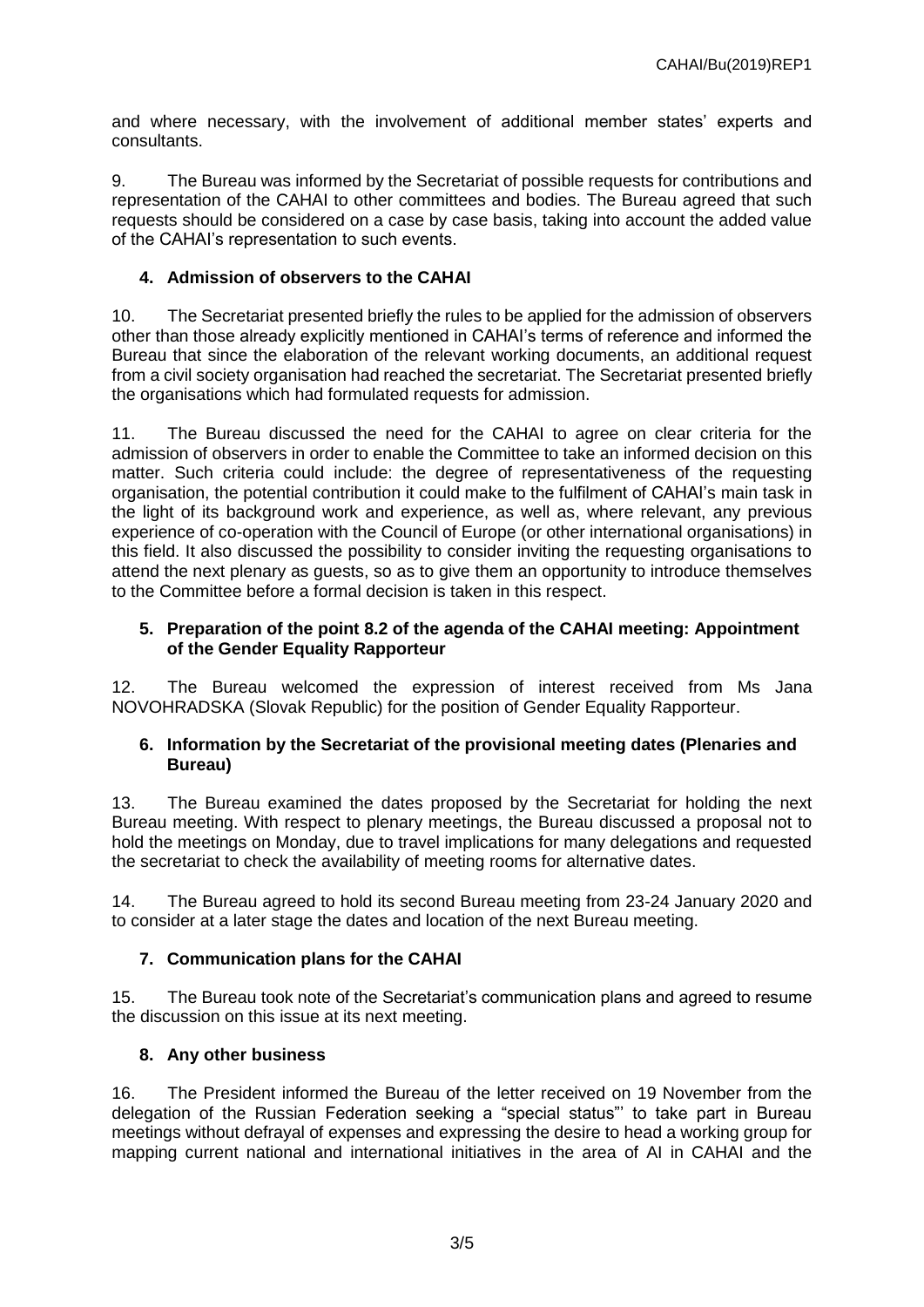and where necessary, with the involvement of additional member states' experts and consultants.

9. The Bureau was informed by the Secretariat of possible requests for contributions and representation of the CAHAI to other committees and bodies. The Bureau agreed that such requests should be considered on a case by case basis, taking into account the added value of the CAHAI's representation to such events.

### 4. Admission of observers to the CAHAI

10. The Secretariat presented briefly the rules to be applied for the admission of observers other than those already explicitly mentioned in CAHAI's terms of reference and informed the Bureau that since the elaboration of the relevant working documents, an additional request from a civil society organisation had reached the secretariat. The Secretariat presented briefly the organisations which had formulated requests for admission.

11. The Bureau discussed the need for the CAHAI to agree on clear criteria for the admission of observers in order to enable the Committee to take an informed decision on this matter. Such criteria could include: the degree of representativeness of the requesting organisation, the potential contribution it could make to the fulfilment of CAHAI's main task in the light of its background work and experience, as well as, where relevant, any previous experience of co-operation with the Council of Europe (or other international organisations) in this field. It also discussed the possibility to consider inviting the requesting organisations to attend the next plenary as guests, so as to give them an opportunity to introduce themselves to the Committee before a formal decision is taken in this respect.

### 5. Preparation of the point 8.2 of the agenda of the CAHAI meeting: Appointment of the Gender Equality Rapporteur

12. The Bureau welcomed the expression of interest received from Ms Jana NOVOHRADSKA (Slovak Republic) for the position of Gender Equality Rapporteur.

### 6. Information by the Secretariat of the provisional meeting dates (Plenaries and Bureau)

13. The Bureau examined the dates proposed by the Secretariat for holding the next Bureau meeting. With respect to plenary meetings, the Bureau discussed a proposal not to hold the meetings on Monday, due to travel implications for many delegations and requested the secretariat to check the availability of meeting rooms for alternative dates.

14. The Bureau agreed to hold its second Bureau meeting from 23-24 January 2020 and to consider at a later stage the dates and location of the next Bureau meeting.

### 7. Communication plans for the CAHAI

15. The Bureau took note of the Secretariat's communication plans and agreed to resume the discussion on this issue at its next meeting.

### 8. Any other business

16. The President informed the Bureau of the letter received on 19 November from the delegation of the Russian Federation seeking a "special status"' to take part in Bureau meetings without defrayal of expenses and expressing the desire to head a working group for mapping current national and international initiatives in the area of AI in CAHAI and the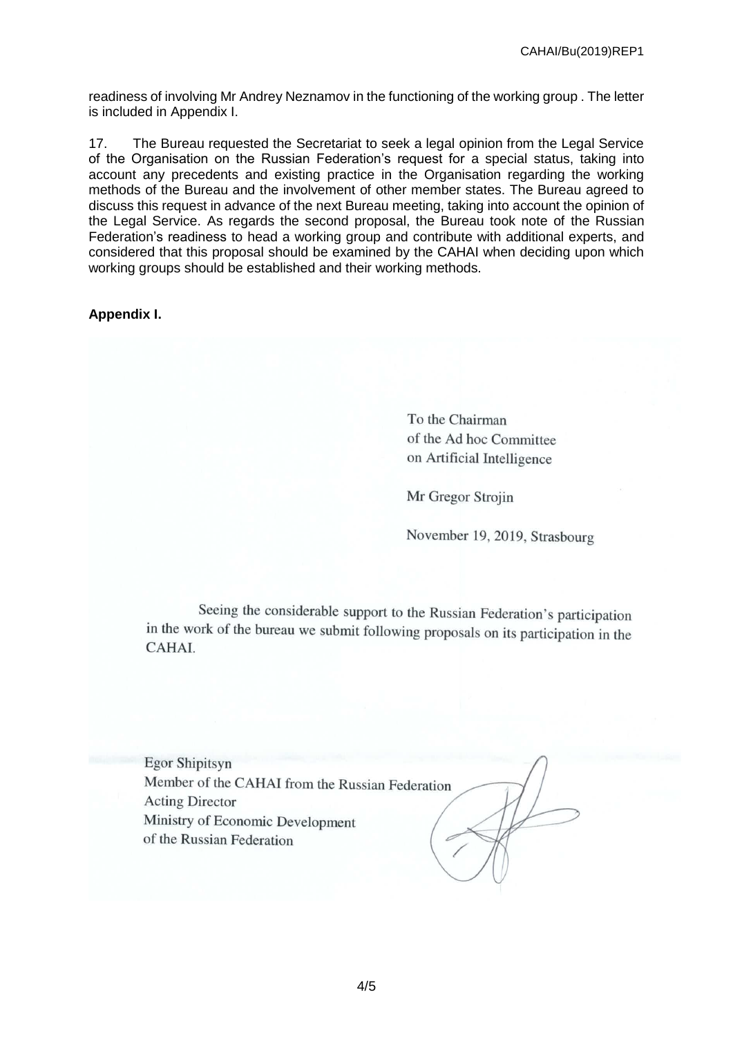readiness of involving Mr Andrey Neznamov in the functioning of the working group . The letter is included in Appendix I.

17. The Bureau requested the Secretariat to seek a legal opinion from the Legal Service of the Organisation on the Russian Federation's request for a special status, taking into account any precedents and existing practice in the Organisation regarding the working methods of the Bureau and the involvement of other member states. The Bureau agreed to discuss this request in advance of the next Bureau meeting, taking into account the opinion of the Legal Service. As regards the second proposal, the Bureau took note of the Russian Federation's readiness to head a working group and contribute with additional experts, and considered that this proposal should be examined by the CAHAI when deciding upon which working groups should be established and their working methods.

**Appendix I.**

To the Chairman
of the Ad hoc Committee
on Artificial Intelligence

Mr Gregor Strojin

November 19, 2019, Strasbourg

Seeing the considerable support to the Russian Federation's participation in the work of the bureau we submit following proposals on its participation in the CAHAI.

Egor Shipitsyn
Member of the CAHAI from the Russian Federation
Acting Director
Ministry of Economic Development
of the Russian Federation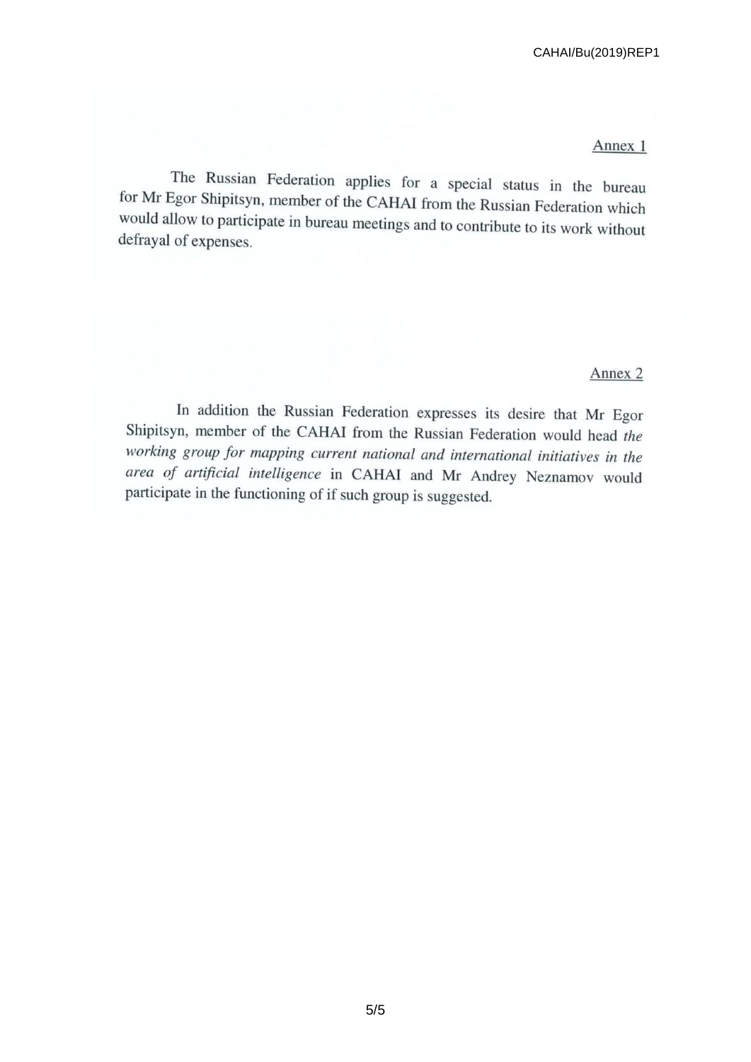Annex 1

The Russian Federation applies for a special status in the bureau for Mr Egor Shipitsyn, member of the CAHAI from the Russian Federation which would allow to participate in bureau meetings and to contribute to its work without defrayal of expenses.

Annex 2

In addition the Russian Federation expresses its desire that Mr Egor Shipitsyn, member of the CAHAI from the Russian Federation would head *the working group for mapping current national and international initiatives in the area of artificial intelligence* in CAHAI and Mr Andrey Neznamov would participate in the functioning of if such group is suggested.